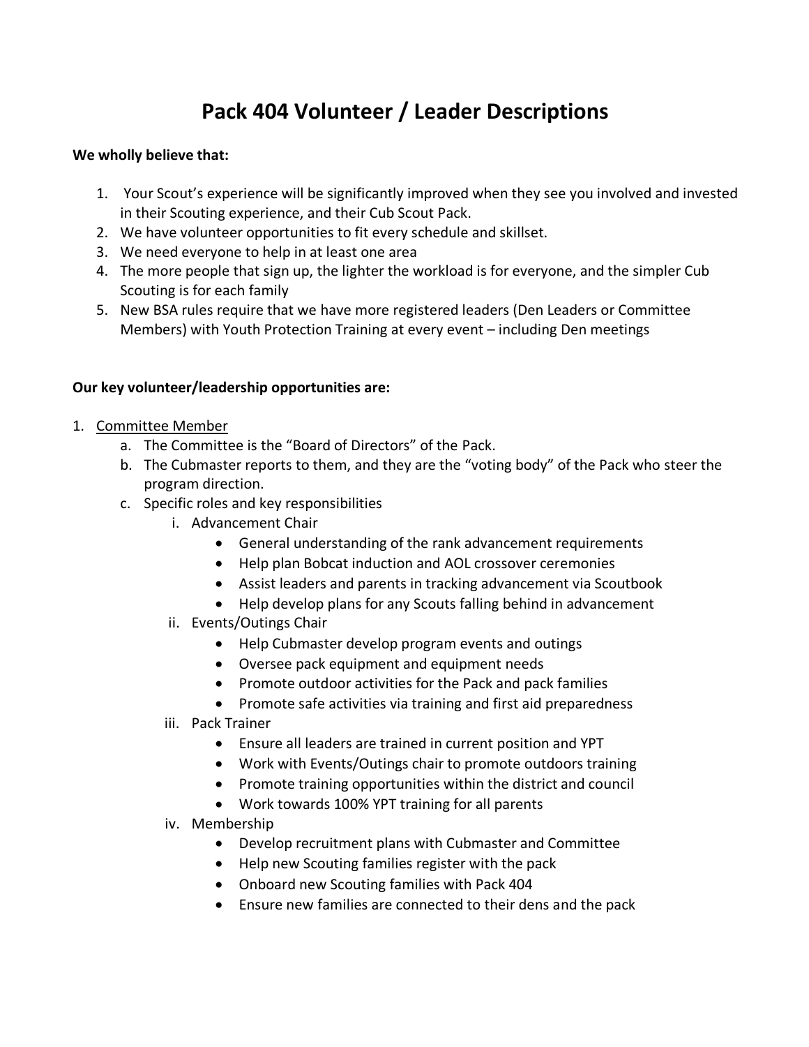# Pack 404 Volunteer / Leader Descriptions

**We wholly believe that:**

1. Your Scout's experience will be significantly improved when they see you involved and invested in their Scouting experience, and their Cub Scout Pack.
2. We have volunteer opportunities to fit every schedule and skillset.
3. We need everyone to help in at least one area
4. The more people that sign up, the lighter the workload is for everyone, and the simpler Cub Scouting is for each family
5. New BSA rules require that we have more registered leaders (Den Leaders or Committee Members) with Youth Protection Training at every event – including Den meetings

**Our key volunteer/leadership opportunities are:**

1. <u>Committee Member</u>
   a. The Committee is the "Board of Directors" of the Pack.
   b. The Cubmaster reports to them, and they are the "voting body" of the Pack who steer the program direction.
   c. Specific roles and key responsibilities
      i. Advancement Chair
         - General understanding of the rank advancement requirements
         - Help plan Bobcat induction and AOL crossover ceremonies
         - Assist leaders and parents in tracking advancement via Scoutbook
         - Help develop plans for any Scouts falling behind in advancement

      ii. Events/Outings Chair
         - Help Cubmaster develop program events and outings
         - Oversee pack equipment and equipment needs
         - Promote outdoor activities for the Pack and pack families
         - Promote safe activities via training and first aid preparedness

      iii. Pack Trainer
         - Ensure all leaders are trained in current position and YPT
         - Work with Events/Outings chair to promote outdoors training
         - Promote training opportunities within the district and council
         - Work towards 100% YPT training for all parents

      iv. Membership
         - Develop recruitment plans with Cubmaster and Committee
         - Help new Scouting families register with the pack
         - Onboard new Scouting families with Pack 404
         - Ensure new families are connected to their dens and the pack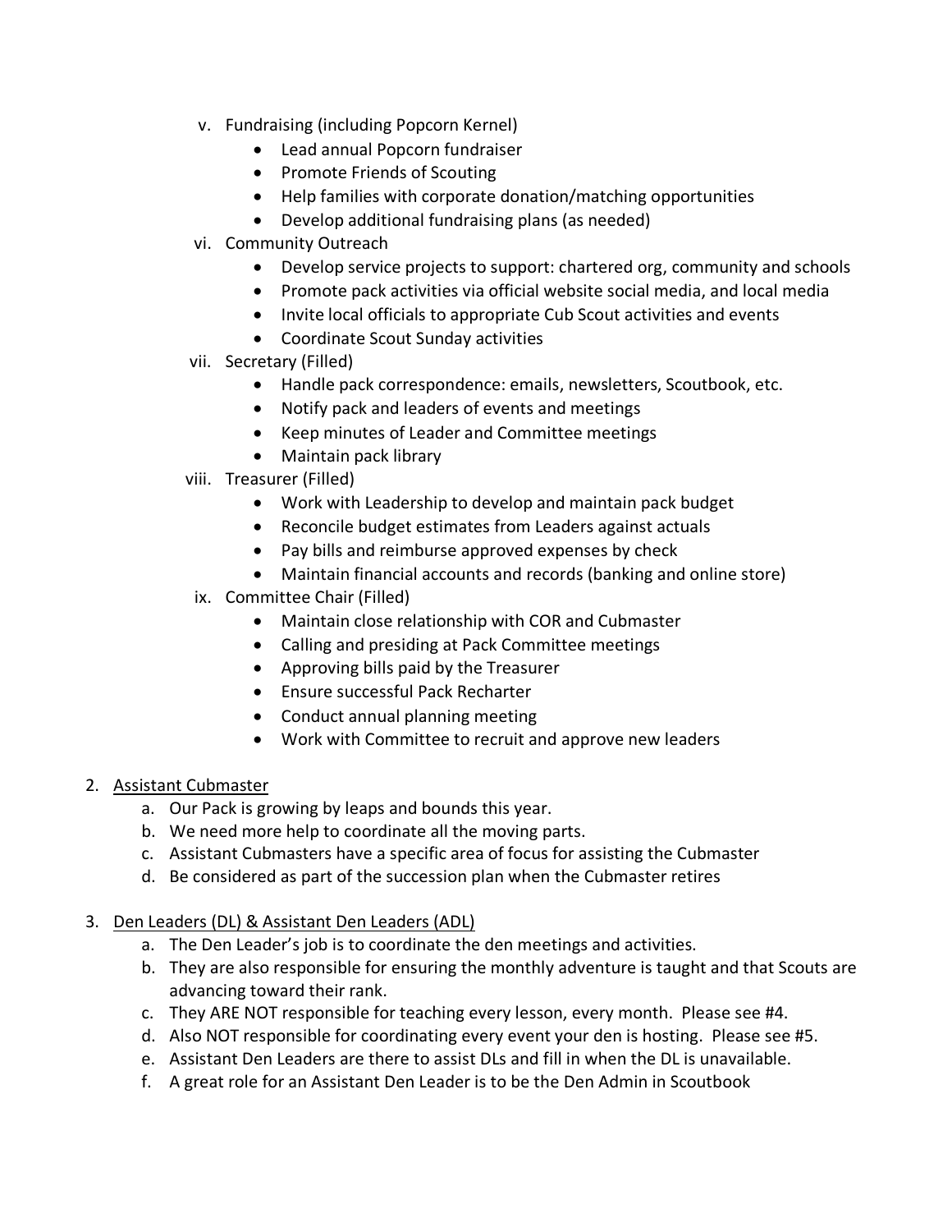v. Fundraising (including Popcorn Kernel)
    - Lead annual Popcorn fundraiser
    - Promote Friends of Scouting
    - Help families with corporate donation/matching opportunities
    - Develop additional fundraising plans (as needed)

vi. Community Outreach
    - Develop service projects to support: chartered org, community and schools
    - Promote pack activities via official website social media, and local media
    - Invite local officials to appropriate Cub Scout activities and events
    - Coordinate Scout Sunday activities

vii. Secretary (Filled)
    - Handle pack correspondence: emails, newsletters, Scoutbook, etc.
    - Notify pack and leaders of events and meetings
    - Keep minutes of Leader and Committee meetings
    - Maintain pack library

viii. Treasurer (Filled)
    - Work with Leadership to develop and maintain pack budget
    - Reconcile budget estimates from Leaders against actuals
    - Pay bills and reimburse approved expenses by check
    - Maintain financial accounts and records (banking and online store)

ix. Committee Chair (Filled)
    - Maintain close relationship with COR and Cubmaster
    - Calling and presiding at Pack Committee meetings
    - Approving bills paid by the Treasurer
    - Ensure successful Pack Recharter
    - Conduct annual planning meeting
    - Work with Committee to recruit and approve new leaders

2. <u>Assistant Cubmaster</u>
    a. Our Pack is growing by leaps and bounds this year.
    b. We need more help to coordinate all the moving parts.
    c. Assistant Cubmasters have a specific area of focus for assisting the Cubmaster
    d. Be considered as part of the succession plan when the Cubmaster retires

3. <u>Den Leaders (DL) & Assistant Den Leaders (ADL)</u>
    a. The Den Leader's job is to coordinate the den meetings and activities.
    b. They are also responsible for ensuring the monthly adventure is taught and that Scouts are advancing toward their rank.
    c. They ARE NOT responsible for teaching every lesson, every month. Please see #4.
    d. Also NOT responsible for coordinating every event your den is hosting. Please see #5.
    e. Assistant Den Leaders are there to assist DLs and fill in when the DL is unavailable.
    f. A great role for an Assistant Den Leader is to be the Den Admin in Scoutbook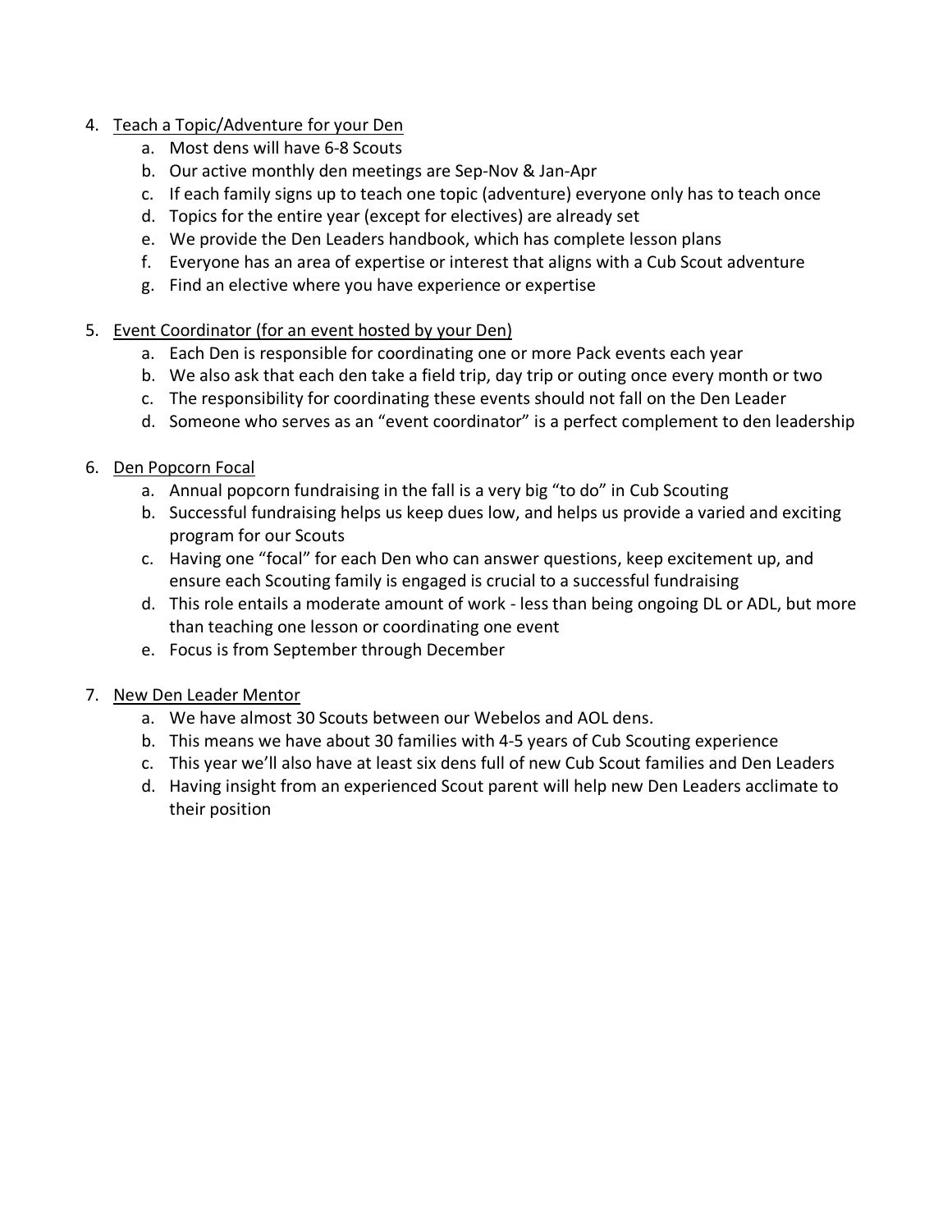4. <u>Teach a Topic/Adventure for your Den</u>
    a. Most dens will have 6-8 Scouts
    b. Our active monthly den meetings are Sep-Nov & Jan-Apr
    c. If each family signs up to teach one topic (adventure) everyone only has to teach once
    d. Topics for the entire year (except for electives) are already set
    e. We provide the Den Leaders handbook, which has complete lesson plans
    f. Everyone has an area of expertise or interest that aligns with a Cub Scout adventure
    g. Find an elective where you have experience or expertise

5. <u>Event Coordinator (for an event hosted by your Den)</u>
    a. Each Den is responsible for coordinating one or more Pack events each year
    b. We also ask that each den take a field trip, day trip or outing once every month or two
    c. The responsibility for coordinating these events should not fall on the Den Leader
    d. Someone who serves as an "event coordinator" is a perfect complement to den leadership

6. <u>Den Popcorn Focal</u>
    a. Annual popcorn fundraising in the fall is a very big "to do" in Cub Scouting
    b. Successful fundraising helps us keep dues low, and helps us provide a varied and exciting program for our Scouts
    c. Having one "focal" for each Den who can answer questions, keep excitement up, and ensure each Scouting family is engaged is crucial to a successful fundraising
    d. This role entails a moderate amount of work - less than being ongoing DL or ADL, but more than teaching one lesson or coordinating one event
    e. Focus is from September through December

7. <u>New Den Leader Mentor</u>
    a. We have almost 30 Scouts between our Webelos and AOL dens.
    b. This means we have about 30 families with 4-5 years of Cub Scouting experience
    c. This year we'll also have at least six dens full of new Cub Scout families and Den Leaders
    d. Having insight from an experienced Scout parent will help new Den Leaders acclimate to their position